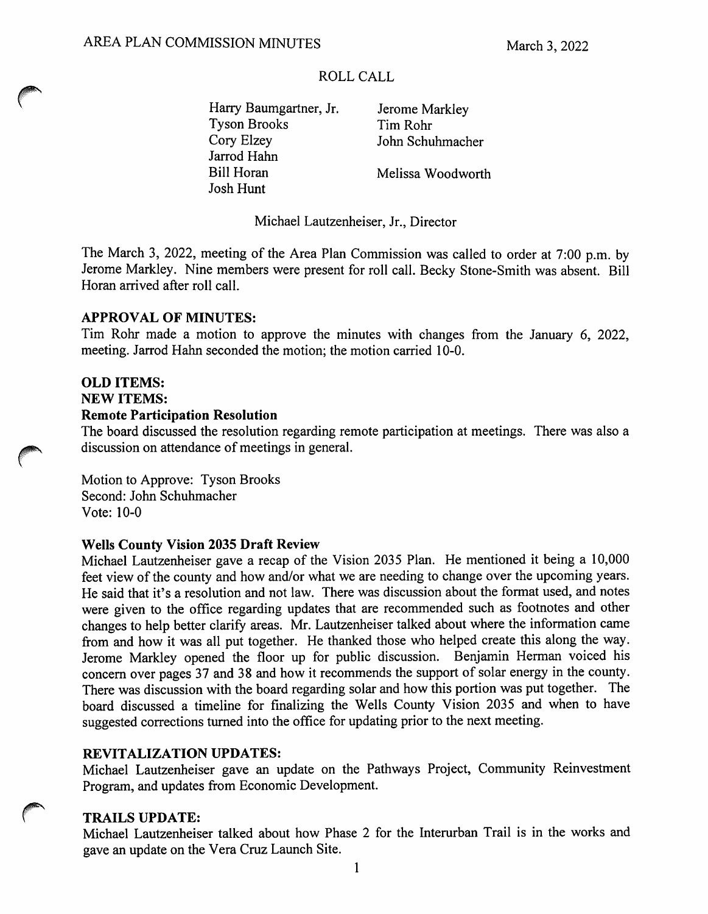# AREA PLAN COMMISSION MINUTES

March 3, 2022

## ROLL CALL

Harry Baumgartner, Jr.
Tyson Brooks
Cory Elzey
Jarrod Hahn
Bill Horan
Josh Hunt
Jerome Markley
Tim Rohr
John Schuhmacher
Melissa Woodworth

Michael Lautzenheiser, Jr., Director

The March 3, 2022, meeting of the Area Plan Commission was called to order at 7:00 p.m. by Jerome Markley. Nine members were present for roll call. Becky Stone-Smith was absent. Bill Horan arrived after roll call.

**APPROVAL OF MINUTES:**
Tim Rohr made a motion to approve the minutes with changes from the January 6, 2022, meeting. Jarrod Hahn seconded the motion; the motion carried 10-0.

**OLD ITEMS:**

**NEW ITEMS:**

**Remote Participation Resolution**
The board discussed the resolution regarding remote participation at meetings. There was also a discussion on attendance of meetings in general.

Motion to Approve: Tyson Brooks
Second: John Schuhmacher
Vote: 10-0

**Wells County Vision 2035 Draft Review**
Michael Lautzenheiser gave a recap of the Vision 2035 Plan. He mentioned it being a 10,000 feet view of the county and how and/or what we are needing to change over the upcoming years. He said that it's a resolution and not law. There was discussion about the format used, and notes were given to the office regarding updates that are recommended such as footnotes and other changes to help better clarify areas. Mr. Lautzenheiser talked about where the information came from and how it was all put together. He thanked those who helped create this along the way. Jerome Markley opened the floor up for public discussion. Benjamin Herman voiced his concern over pages 37 and 38 and how it recommends the support of solar energy in the county. There was discussion with the board regarding solar and how this portion was put together. The board discussed a timeline for finalizing the Wells County Vision 2035 and when to have suggested corrections turned into the office for updating prior to the next meeting.

**REVITALIZATION UPDATES:**
Michael Lautzenheiser gave an update on the Pathways Project, Community Reinvestment Program, and updates from Economic Development.

**TRAILS UPDATE:**
Michael Lautzenheiser talked about how Phase 2 for the Interurban Trail is in the works and gave an update on the Vera Cruz Launch Site.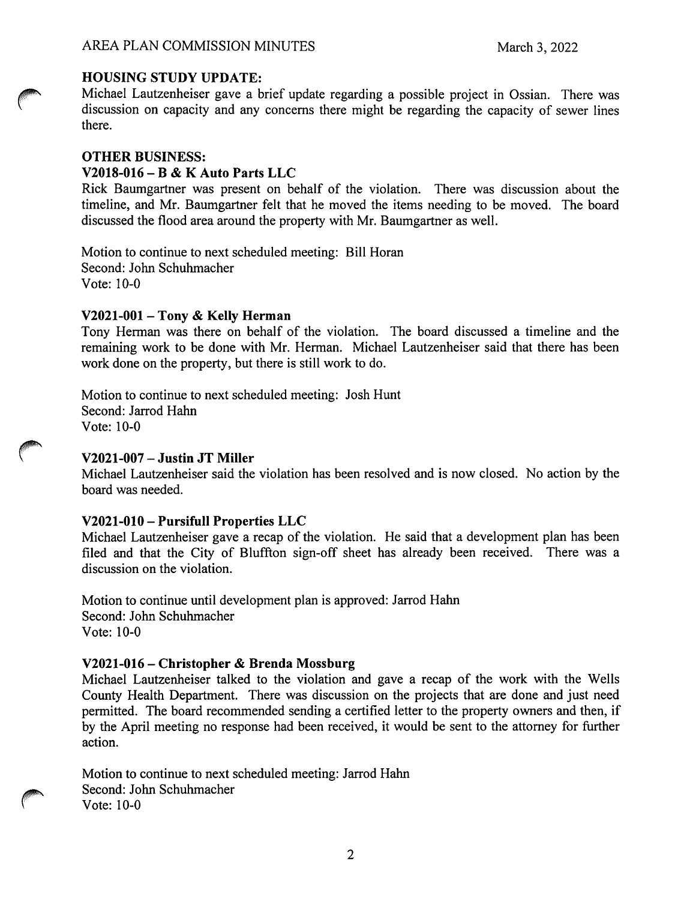## HOUSING STUDY UPDATE:

Michael Lautzenheiser gave a brief update regarding a possible project in Ossian. There was discussion on capacity and any concerns there might be regarding the capacity of sewer lines there.

## OTHER BUSINESS:

### V2018-016 – B & K Auto Parts LLC

Rick Baumgartner was present on behalf of the violation. There was discussion about the timeline, and Mr. Baumgartner felt that he moved the items needing to be moved. The board discussed the flood area around the property with Mr. Baumgartner as well.

Motion to continue to next scheduled meeting: Bill Horan
Second: John Schuhmacher
Vote: 10-0

### V2021-001 – Tony & Kelly Herman

Tony Herman was there on behalf of the violation. The board discussed a timeline and the remaining work to be done with Mr. Herman. Michael Lautzenheiser said that there has been work done on the property, but there is still work to do.

Motion to continue to next scheduled meeting: Josh Hunt
Second: Jarrod Hahn
Vote: 10-0

### V2021-007 – Justin JT Miller

Michael Lautzenheiser said the violation has been resolved and is now closed. No action by the board was needed.

### V2021-010 – Pursifull Properties LLC

Michael Lautzenheiser gave a recap of the violation. He said that a development plan has been filed and that the City of Bluffton sign-off sheet has already been received. There was a discussion on the violation.

Motion to continue until development plan is approved: Jarrod Hahn
Second: John Schuhmacher
Vote: 10-0

### V2021-016 – Christopher & Brenda Mossburg

Michael Lautzenheiser talked to the violation and gave a recap of the work with the Wells County Health Department. There was discussion on the projects that are done and just need permitted. The board recommended sending a certified letter to the property owners and then, if by the April meeting no response had been received, it would be sent to the attorney for further action.

Motion to continue to next scheduled meeting: Jarrod Hahn
Second: John Schuhmacher
Vote: 10-0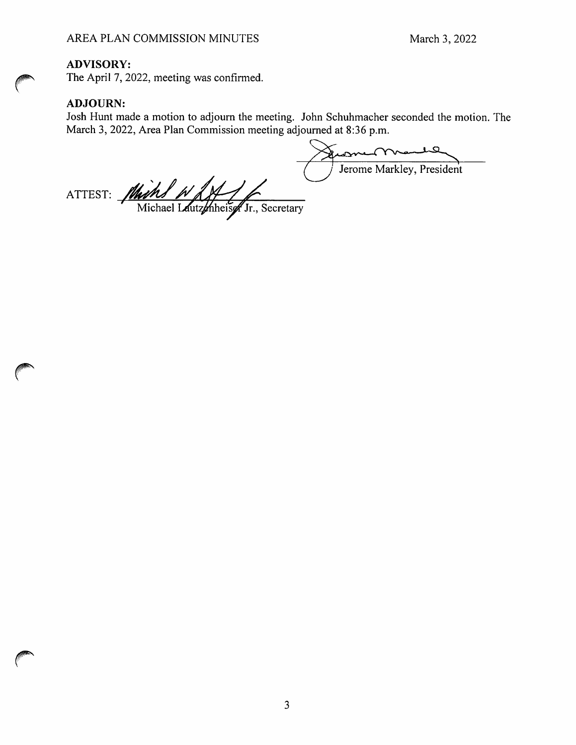**ADVISORY:**

The April 7, 2022, meeting was confirmed.

**ADJOURN:**

Josh Hunt made a motion to adjourn the meeting. John Schuhmacher seconded the motion. The March 3, 2022, Area Plan Commission meeting adjourned at 8:36 p.m.

Jerome Markley, President

ATTEST:

Michael Lautzenheiser Jr., Secretary